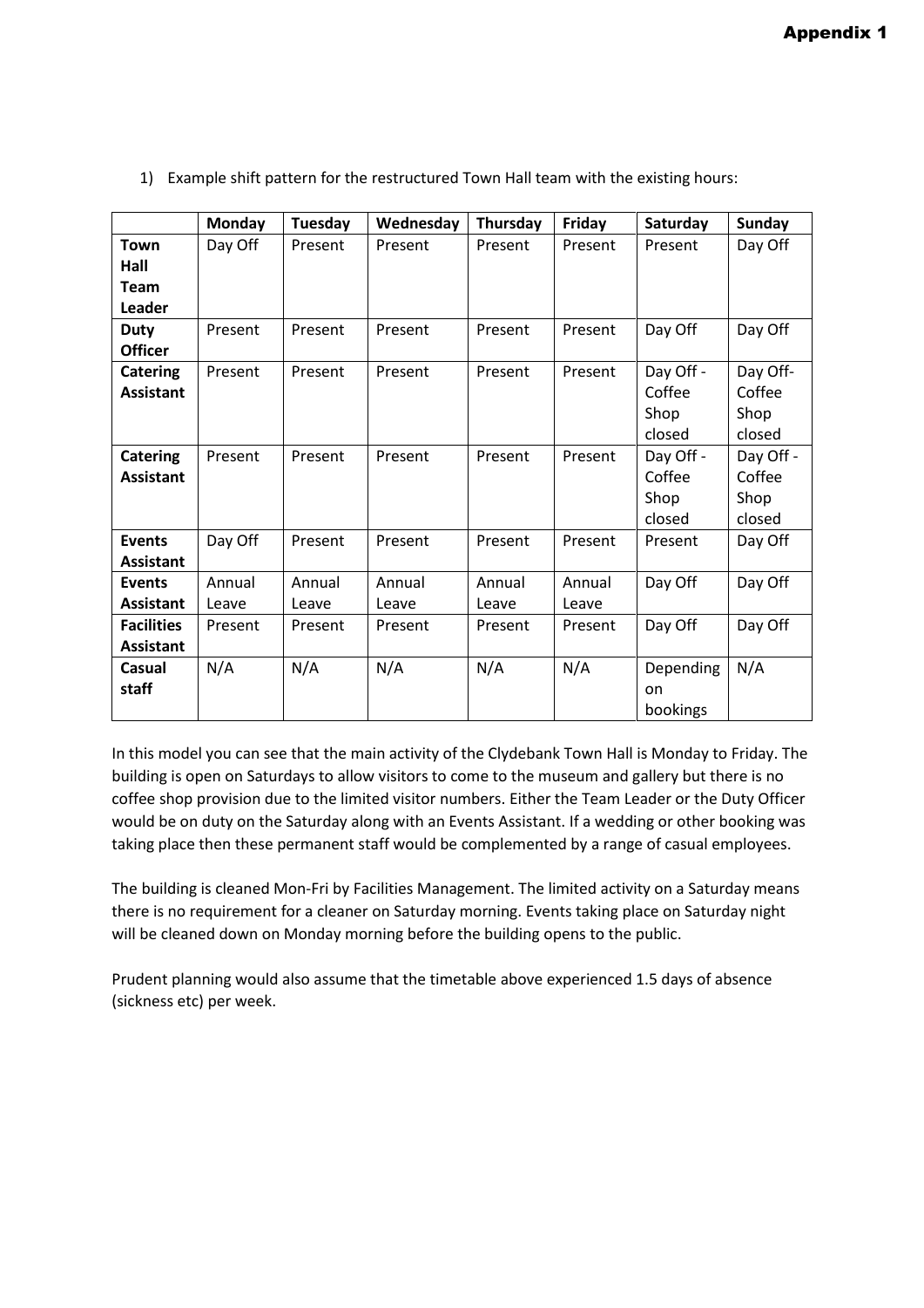# Appendix 1

1) Example shift pattern for the restructured Town Hall team with the existing hours:

| | Monday | Tuesday | Wednesday | Thursday | Friday | Saturday | Sunday |
|---|---|---|---|---|---|---|---|
| **Town Hall Team Leader** | Day Off | Present | Present | Present | Present | Present | Day Off |
| **Duty Officer** | Present | Present | Present | Present | Present | Day Off | Day Off |
| **Catering Assistant** | Present | Present | Present | Present | Present | Day Off - Coffee Shop closed | Day Off- Coffee Shop closed |
| **Catering Assistant** | Present | Present | Present | Present | Present | Day Off - Coffee Shop closed | Day Off - Coffee Shop closed |
| **Events Assistant** | Day Off | Present | Present | Present | Present | Present | Day Off |
| **Events Assistant** | Annual Leave | Annual Leave | Annual Leave | Annual Leave | Annual Leave | Day Off | Day Off |
| **Facilities Assistant** | Present | Present | Present | Present | Present | Day Off | Day Off |
| **Casual staff** | N/A | N/A | N/A | N/A | N/A | Depending on bookings | N/A |

In this model you can see that the main activity of the Clydebank Town Hall is Monday to Friday. The building is open on Saturdays to allow visitors to come to the museum and gallery but there is no coffee shop provision due to the limited visitor numbers. Either the Team Leader or the Duty Officer would be on duty on the Saturday along with an Events Assistant. If a wedding or other booking was taking place then these permanent staff would be complemented by a range of casual employees.

The building is cleaned Mon-Fri by Facilities Management. The limited activity on a Saturday means there is no requirement for a cleaner on Saturday morning. Events taking place on Saturday night will be cleaned down on Monday morning before the building opens to the public.

Prudent planning would also assume that the timetable above experienced 1.5 days of absence (sickness etc) per week.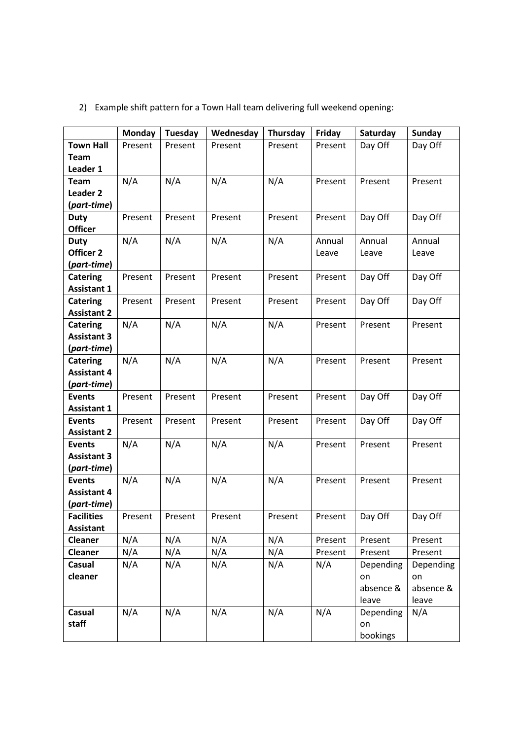2) Example shift pattern for a Town Hall team delivering full weekend opening:

| | Monday | Tuesday | Wednesday | Thursday | Friday | Saturday | Sunday |
|---|---|---|---|---|---|---|---|
| **Town Hall Team Leader 1** | Present | Present | Present | Present | Present | Day Off | Day Off |
| **Team Leader 2 (*part-time*)** | N/A | N/A | N/A | N/A | Present | Present | Present |
| **Duty Officer** | Present | Present | Present | Present | Present | Day Off | Day Off |
| **Duty Officer 2 (*part-time*)** | N/A | N/A | N/A | N/A | Annual Leave | Annual Leave | Annual Leave |
| **Catering Assistant 1** | Present | Present | Present | Present | Present | Day Off | Day Off |
| **Catering Assistant 2** | Present | Present | Present | Present | Present | Day Off | Day Off |
| **Catering Assistant 3 (*part-time*)** | N/A | N/A | N/A | N/A | Present | Present | Present |
| **Catering Assistant 4 (*part-time*)** | N/A | N/A | N/A | N/A | Present | Present | Present |
| **Events Assistant 1** | Present | Present | Present | Present | Present | Day Off | Day Off |
| **Events Assistant 2** | Present | Present | Present | Present | Present | Day Off | Day Off |
| **Events Assistant 3 (*part-time*)** | N/A | N/A | N/A | N/A | Present | Present | Present |
| **Events Assistant 4 (*part-time*)** | N/A | N/A | N/A | N/A | Present | Present | Present |
| **Facilities Assistant** | Present | Present | Present | Present | Present | Day Off | Day Off |
| **Cleaner** | N/A | N/A | N/A | N/A | Present | Present | Present |
| **Cleaner** | N/A | N/A | N/A | N/A | Present | Present | Present |
| **Casual cleaner** | N/A | N/A | N/A | N/A | N/A | Depending on absence & leave | Depending on absence & leave |
| **Casual staff** | N/A | N/A | N/A | N/A | N/A | Depending on bookings | N/A |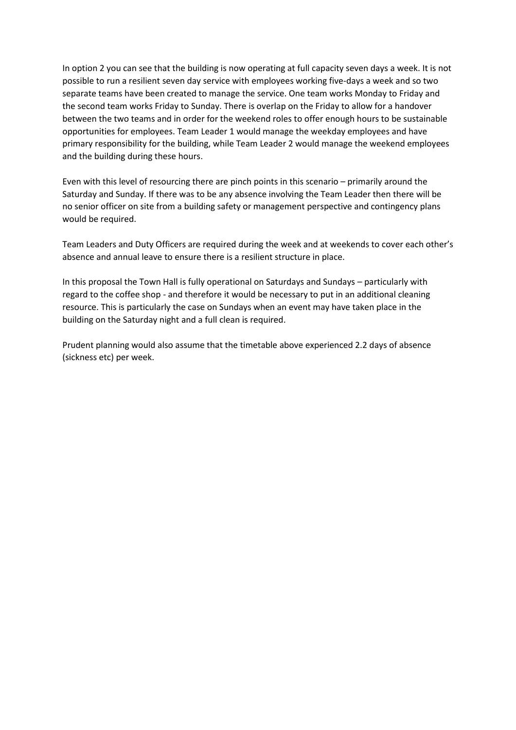In option 2 you can see that the building is now operating at full capacity seven days a week. It is not possible to run a resilient seven day service with employees working five-days a week and so two separate teams have been created to manage the service. One team works Monday to Friday and the second team works Friday to Sunday. There is overlap on the Friday to allow for a handover between the two teams and in order for the weekend roles to offer enough hours to be sustainable opportunities for employees. Team Leader 1 would manage the weekday employees and have primary responsibility for the building, while Team Leader 2 would manage the weekend employees and the building during these hours.

Even with this level of resourcing there are pinch points in this scenario – primarily around the Saturday and Sunday. If there was to be any absence involving the Team Leader then there will be no senior officer on site from a building safety or management perspective and contingency plans would be required.

Team Leaders and Duty Officers are required during the week and at weekends to cover each other's absence and annual leave to ensure there is a resilient structure in place.

In this proposal the Town Hall is fully operational on Saturdays and Sundays – particularly with regard to the coffee shop - and therefore it would be necessary to put in an additional cleaning resource. This is particularly the case on Sundays when an event may have taken place in the building on the Saturday night and a full clean is required.

Prudent planning would also assume that the timetable above experienced 2.2 days of absence (sickness etc) per week.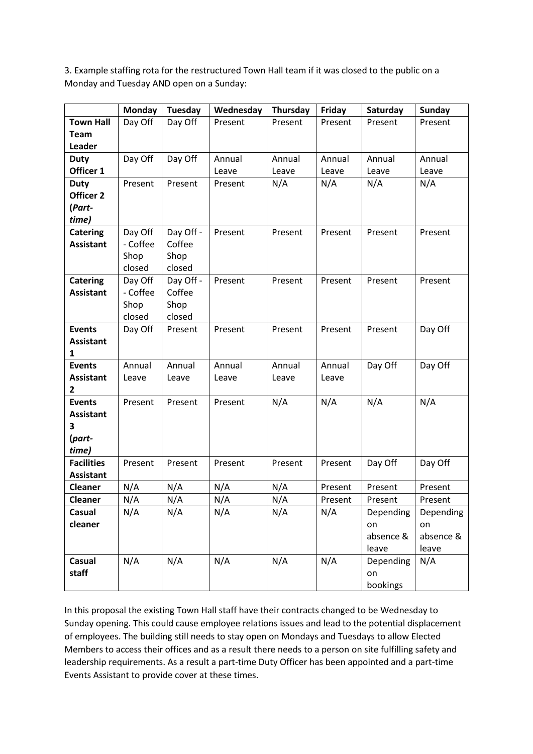3. Example staffing rota for the restructured Town Hall team if it was closed to the public on a Monday and Tuesday AND open on a Sunday:

| | Monday | Tuesday | Wednesday | Thursday | Friday | Saturday | Sunday |
|---|---|---|---|---|---|---|---|
| **Town Hall Team Leader** | Day Off | Day Off | Present | Present | Present | Present | Present |
| **Duty Officer 1** | Day Off | Day Off | Annual Leave | Annual Leave | Annual Leave | Annual Leave | Annual Leave |
| **Duty Officer 2 (*Part-time*)** | Present | Present | Present | N/A | N/A | N/A | N/A |
| **Catering Assistant** | Day Off - Coffee Shop closed | Day Off - Coffee Shop closed | Present | Present | Present | Present | Present |
| **Catering Assistant** | Day Off - Coffee Shop closed | Day Off - Coffee Shop closed | Present | Present | Present | Present | Present |
| **Events Assistant 1** | Day Off | Present | Present | Present | Present | Present | Day Off |
| **Events Assistant 2** | Annual Leave | Annual Leave | Annual Leave | Annual Leave | Annual Leave | Day Off | Day Off |
| **Events Assistant 3 (*part-time*)** | Present | Present | Present | N/A | N/A | N/A | N/A |
| **Facilities Assistant** | Present | Present | Present | Present | Present | Day Off | Day Off |
| **Cleaner** | N/A | N/A | N/A | N/A | Present | Present | Present |
| **Cleaner** | N/A | N/A | N/A | N/A | Present | Present | Present |
| **Casual cleaner** | N/A | N/A | N/A | N/A | N/A | Depending on absence & leave | Depending on absence & leave |
| **Casual staff** | N/A | N/A | N/A | N/A | N/A | Depending on bookings | N/A |

In this proposal the existing Town Hall staff have their contracts changed to be Wednesday to Sunday opening. This could cause employee relations issues and lead to the potential displacement of employees. The building still needs to stay open on Mondays and Tuesdays to allow Elected Members to access their offices and as a result there needs to a person on site fulfilling safety and leadership requirements. As a result a part-time Duty Officer has been appointed and a part-time Events Assistant to provide cover at these times.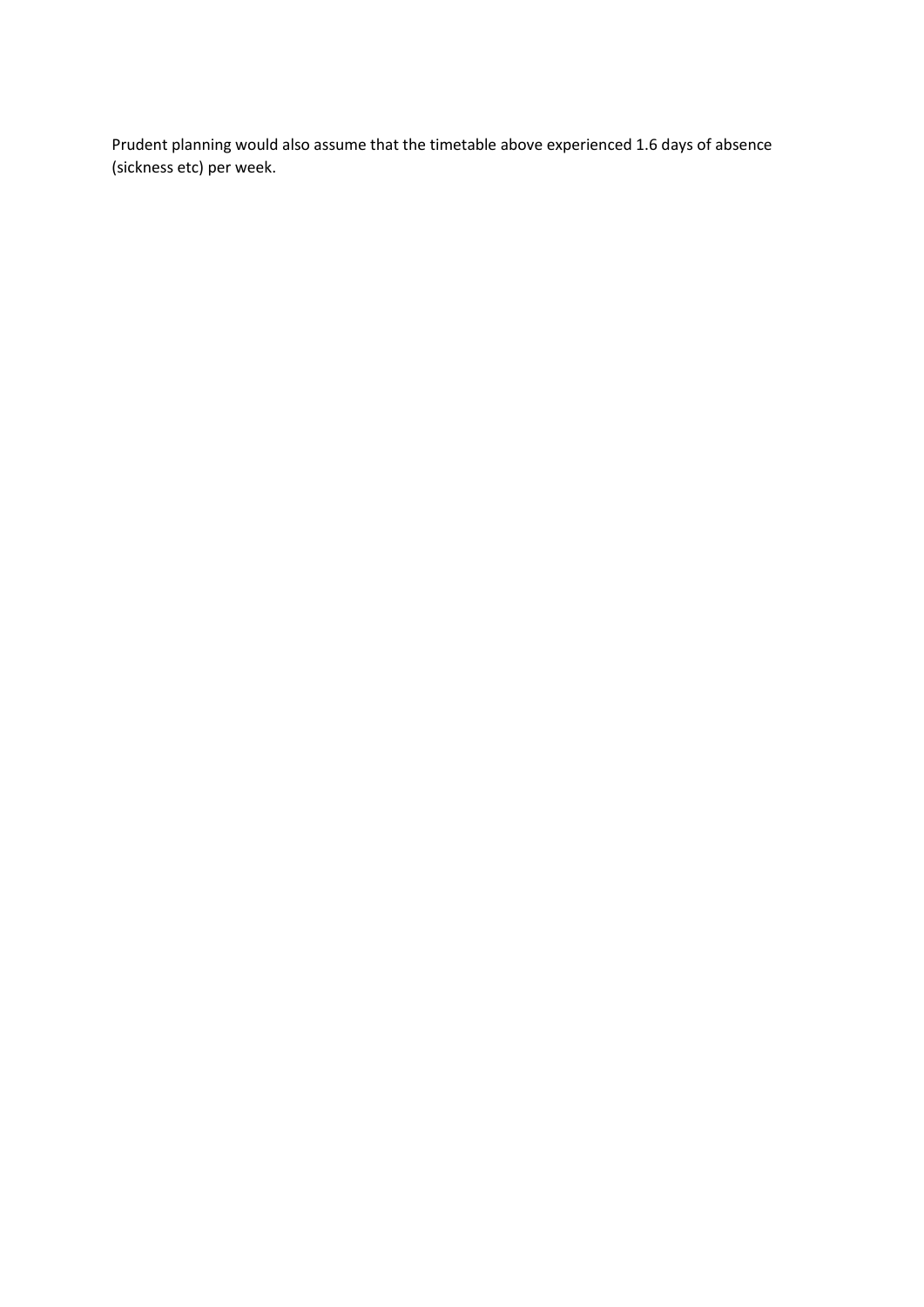Prudent planning would also assume that the timetable above experienced 1.6 days of absence (sickness etc) per week.